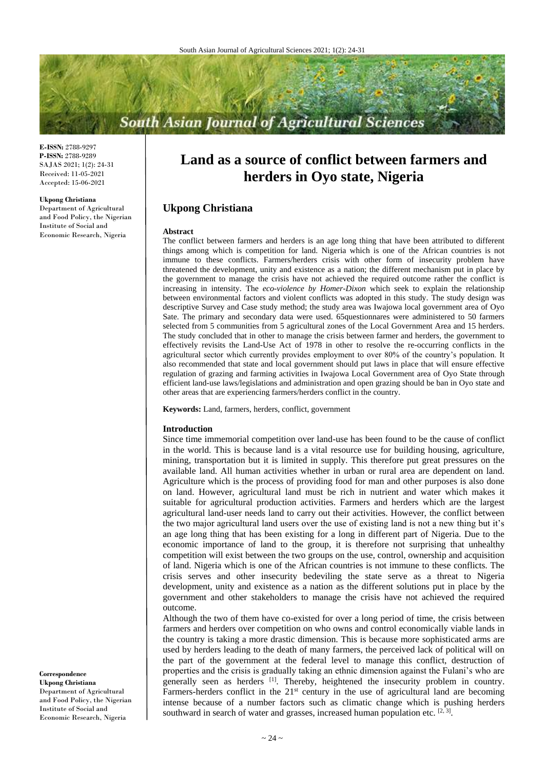**E-ISSN:** 2788-9297
**P-ISSN:** 2788-9289
SAJAS 2021; 1(2): 24-31
Received: 11-05-2021
Accepted: 15-06-2021

**Ukpong Christiana**
Department of Agricultural and Food Policy, the Nigerian Institute of Social and Economic Research, Nigeria

**Correspondence**
**Ukpong Christiana**
Department of Agricultural and Food Policy, the Nigerian Institute of Social and Economic Research, Nigeria

# Land as a source of conflict between farmers and herders in Oyo state, Nigeria

## Ukpong Christiana

### Abstract

The conflict between farmers and herders is an age long thing that have been attributed to different things among which is competition for land. Nigeria which is one of the African countries is not immune to these conflicts. Farmers/herders crisis with other form of insecurity problem have threatened the development, unity and existence as a nation; the different mechanism put in place by the government to manage the crisis have not achieved the required outcome rather the conflict is increasing in intensity. The *eco-violence by Homer-Dixon* which seek to explain the relationship between environmental factors and violent conflicts was adopted in this study. The study design was descriptive Survey and Case study method; the study area was Iwajowa local government area of Oyo Sate. The primary and secondary data were used. 65questionnares were administered to 50 farmers selected from 5 communities from 5 agricultural zones of the Local Government Area and 15 herders. The study concluded that in other to manage the crisis between farmer and herders, the government to effectively revisits the Land-Use Act of 1978 in other to resolve the re-occurring conflicts in the agricultural sector which currently provides employment to over 80% of the country's population. It also recommended that state and local government should put laws in place that will ensure effective regulation of grazing and farming activities in Iwajowa Local Government area of Oyo State through efficient land-use laws/legislations and administration and open grazing should be ban in Oyo state and other areas that are experiencing farmers/herders conflict in the country.

**Keywords:** Land, farmers, herders, conflict, government

### Introduction

Since time immemorial competition over land-use has been found to be the cause of conflict in the world. This is because land is a vital resource use for building housing, agriculture, mining, transportation but it is limited in supply. This therefore put great pressures on the available land. All human activities whether in urban or rural area are dependent on land. Agriculture which is the process of providing food for man and other purposes is also done on land. However, agricultural land must be rich in nutrient and water which makes it suitable for agricultural production activities. Farmers and herders which are the largest agricultural land-user needs land to carry out their activities. However, the conflict between the two major agricultural land users over the use of existing land is not a new thing but it's an age long thing that has been existing for a long in different part of Nigeria. Due to the economic importance of land to the group, it is therefore not surprising that unhealthy competition will exist between the two groups on the use, control, ownership and acquisition of land. Nigeria which is one of the African countries is not immune to these conflicts. The crisis serves and other insecurity bedeviling the state serve as a threat to Nigeria development, unity and existence as a nation as the different solutions put in place by the government and other stakeholders to manage the crisis have not achieved the required outcome.

Although the two of them have co-existed for over a long period of time, the crisis between farmers and herders over competition on who owns and control economically viable lands in the country is taking a more drastic dimension. This is because more sophisticated arms are used by herders leading to the death of many farmers, the perceived lack of political will on the part of the government at the federal level to manage this conflict, destruction of properties and the crisis is gradually taking an ethnic dimension against the Fulani's who are generally seen as herders [1]. Thereby, heightened the insecurity problem in country. Farmers-herders conflict in the 21st century in the use of agricultural land are becoming intense because of a number factors such as climatic change which is pushing herders southward in search of water and grasses, increased human population etc. [2, 3].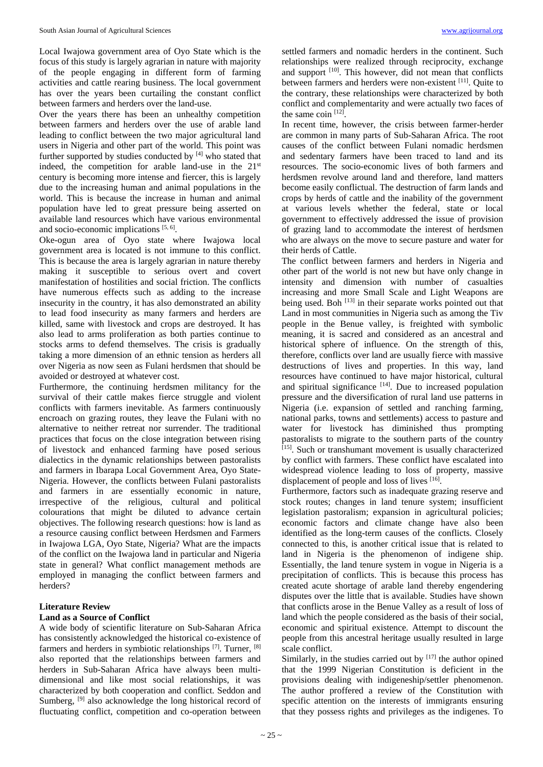Local Iwajowa government area of Oyo State which is the focus of this study is largely agrarian in nature with majority of the people engaging in different form of farming activities and cattle rearing business. The local government has over the years been curtailing the constant conflict between farmers and herders over the land-use.

Over the years there has been an unhealthy competition between farmers and herders over the use of arable land leading to conflict between the two major agricultural land users in Nigeria and other part of the world. This point was further supported by studies conducted by [4] who stated that indeed, the competition for arable land-use in the 21st century is becoming more intense and fiercer, this is largely due to the increasing human and animal populations in the world. This is because the increase in human and animal population have led to great pressure being asserted on available land resources which have various environmental and socio-economic implications [5, 6].

Oke-ogun area of Oyo state where Iwajowa local government area is located is not immune to this conflict. This is because the area is largely agrarian in nature thereby making it susceptible to serious overt and covert manifestation of hostilities and social friction. The conflicts have numerous effects such as adding to the increase insecurity in the country, it has also demonstrated an ability to lead food insecurity as many farmers and herders are killed, same with livestock and crops are destroyed. It has also lead to arms proliferation as both parties continue to stocks arms to defend themselves. The crisis is gradually taking a more dimension of an ethnic tension as herders all over Nigeria as now seen as Fulani herdsmen that should be avoided or destroyed at whatever cost.

Furthermore, the continuing herdsmen militancy for the survival of their cattle makes fierce struggle and violent conflicts with farmers inevitable. As farmers continuously encroach on grazing routes, they leave the Fulani with no alternative to neither retreat nor surrender. The traditional practices that focus on the close integration between rising of livestock and enhanced farming have posed serious dialectics in the dynamic relationships between pastoralists and farmers in Ibarapa Local Government Area, Oyo State-Nigeria. However, the conflicts between Fulani pastoralists and farmers in are essentially economic in nature, irrespective of the religious, cultural and political colourations that might be diluted to advance certain objectives. The following research questions: how is land as a resource causing conflict between Herdsmen and Farmers in Iwajowa LGA, Oyo State, Nigeria? What are the impacts of the conflict on the Iwajowa land in particular and Nigeria state in general? What conflict management methods are employed in managing the conflict between farmers and herders?

## Literature Review

### Land as a Source of Conflict

A wide body of scientific literature on Sub-Saharan Africa has consistently acknowledged the historical co-existence of farmers and herders in symbiotic relationships [7]. Turner, [8] also reported that the relationships between farmers and herders in Sub-Saharan Africa have always been multi-dimensional and like most social relationships, it was characterized by both cooperation and conflict. Seddon and Sumberg, [9] also acknowledge the long historical record of fluctuating conflict, competition and co-operation between settled farmers and nomadic herders in the continent. Such relationships were realized through reciprocity, exchange and support [10]. This however, did not mean that conflicts between farmers and herders were non-existent [11]. Quite to the contrary, these relationships were characterized by both conflict and complementarity and were actually two faces of the same coin [12].

In recent time, however, the crisis between farmer-herder are common in many parts of Sub-Saharan Africa. The root causes of the conflict between Fulani nomadic herdsmen and sedentary farmers have been traced to land and its resources. The socio-economic lives of both farmers and herdsmen revolve around land and therefore, land matters become easily conflictual. The destruction of farm lands and crops by herds of cattle and the inability of the government at various levels whether the federal, state or local government to effectively addressed the issue of provision of grazing land to accommodate the interest of herdsmen who are always on the move to secure pasture and water for their herds of Cattle.

The conflict between farmers and herders in Nigeria and other part of the world is not new but have only change in intensity and dimension with number of casualties increasing and more Small Scale and Light Weapons are being used. Boh [13] in their separate works pointed out that Land in most communities in Nigeria such as among the Tiv people in the Benue valley, is freighted with symbolic meaning, it is sacred and considered as an ancestral and historical sphere of influence. On the strength of this, therefore, conflicts over land are usually fierce with massive destructions of lives and properties. In this way, land resources have continued to have major historical, cultural and spiritual significance [14]. Due to increased population pressure and the diversification of rural land use patterns in Nigeria (i.e. expansion of settled and ranching farming, national parks, towns and settlements) access to pasture and water for livestock has diminished thus prompting pastoralists to migrate to the southern parts of the country [15]. Such or transhumant movement is usually characterized by conflict with farmers. These conflict have escalated into widespread violence leading to loss of property, massive displacement of people and loss of lives [16].

Furthermore, factors such as inadequate grazing reserve and stock routes; changes in land tenure system; insufficient legislation pastoralism; expansion in agricultural policies; economic factors and climate change have also been identified as the long-term causes of the conflicts. Closely connected to this, is another critical issue that is related to land in Nigeria is the phenomenon of indigene ship. Essentially, the land tenure system in vogue in Nigeria is a precipitation of conflicts. This is because this process has created acute shortage of arable land thereby engendering disputes over the little that is available. Studies have shown that conflicts arose in the Benue Valley as a result of loss of land which the people considered as the basis of their social, economic and spiritual existence. Attempt to discount the people from this ancestral heritage usually resulted in large scale conflict.

Similarly, in the studies carried out by [17] the author opined that the 1999 Nigerian Constitution is deficient in the provisions dealing with indigeneship/settler phenomenon. The author proffered a review of the Constitution with specific attention on the interests of immigrants ensuring that they possess rights and privileges as the indigenes. To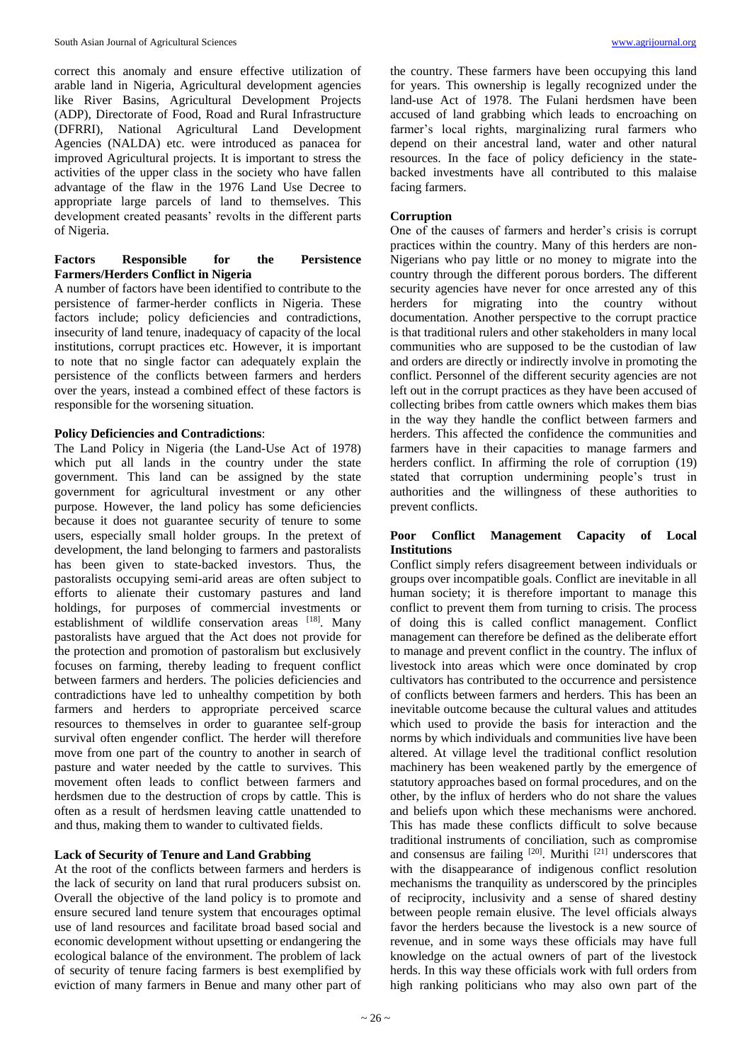correct this anomaly and ensure effective utilization of arable land in Nigeria, Agricultural development agencies like River Basins, Agricultural Development Projects (ADP), Directorate of Food, Road and Rural Infrastructure (DFRRI), National Agricultural Land Development Agencies (NALDA) etc. were introduced as panacea for improved Agricultural projects. It is important to stress the activities of the upper class in the society who have fallen advantage of the flaw in the 1976 Land Use Decree to appropriate large parcels of land to themselves. This development created peasants' revolts in the different parts of Nigeria.

### Factors Responsible for the Persistence Farmers/Herders Conflict in Nigeria

A number of factors have been identified to contribute to the persistence of farmer-herder conflicts in Nigeria. These factors include; policy deficiencies and contradictions, insecurity of land tenure, inadequacy of capacity of the local institutions, corrupt practices etc. However, it is important to note that no single factor can adequately explain the persistence of the conflicts between farmers and herders over the years, instead a combined effect of these factors is responsible for the worsening situation.

#### Policy Deficiencies and Contradictions:

The Land Policy in Nigeria (the Land-Use Act of 1978) which put all lands in the country under the state government. This land can be assigned by the state government for agricultural investment or any other purpose. However, the land policy has some deficiencies because it does not guarantee security of tenure to some users, especially small holder groups. In the pretext of development, the land belonging to farmers and pastoralists has been given to state-backed investors. Thus, the pastoralists occupying semi-arid areas are often subject to efforts to alienate their customary pastures and land holdings, for purposes of commercial investments or establishment of wildlife conservation areas [18]. Many pastoralists have argued that the Act does not provide for the protection and promotion of pastoralism but exclusively focuses on farming, thereby leading to frequent conflict between farmers and herders. The policies deficiencies and contradictions have led to unhealthy competition by both farmers and herders to appropriate perceived scarce resources to themselves in order to guarantee self-group survival often engender conflict. The herder will therefore move from one part of the country to another in search of pasture and water needed by the cattle to survives. This movement often leads to conflict between farmers and herdsmen due to the destruction of crops by cattle. This is often as a result of herdsmen leaving cattle unattended to and thus, making them to wander to cultivated fields.

#### Lack of Security of Tenure and Land Grabbing

At the root of the conflicts between farmers and herders is the lack of security on land that rural producers subsist on. Overall the objective of the land policy is to promote and ensure secured land tenure system that encourages optimal use of land resources and facilitate broad based social and economic development without upsetting or endangering the ecological balance of the environment. The problem of lack of security of tenure facing farmers is best exemplified by eviction of many farmers in Benue and many other part of the country. These farmers have been occupying this land for years. This ownership is legally recognized under the land-use Act of 1978. The Fulani herdsmen have been accused of land grabbing which leads to encroaching on farmer's local rights, marginalizing rural farmers who depend on their ancestral land, water and other natural resources. In the face of policy deficiency in the state-backed investments have all contributed to this malaise facing farmers.

#### Corruption

One of the causes of farmers and herder's crisis is corrupt practices within the country. Many of this herders are non-Nigerians who pay little or no money to migrate into the country through the different porous borders. The different security agencies have never for once arrested any of this herders for migrating into the country without documentation. Another perspective to the corrupt practice is that traditional rulers and other stakeholders in many local communities who are supposed to be the custodian of law and orders are directly or indirectly involve in promoting the conflict. Personnel of the different security agencies are not left out in the corrupt practices as they have been accused of collecting bribes from cattle owners which makes them bias in the way they handle the conflict between farmers and herders. This affected the confidence the communities and farmers have in their capacities to manage farmers and herders conflict. In affirming the role of corruption (19) stated that corruption undermining people's trust in authorities and the willingness of these authorities to prevent conflicts.

#### Poor Conflict Management Capacity of Local Institutions

Conflict simply refers disagreement between individuals or groups over incompatible goals. Conflict are inevitable in all human society; it is therefore important to manage this conflict to prevent them from turning to crisis. The process of doing this is called conflict management. Conflict management can therefore be defined as the deliberate effort to manage and prevent conflict in the country. The influx of livestock into areas which were once dominated by crop cultivators has contributed to the occurrence and persistence of conflicts between farmers and herders. This has been an inevitable outcome because the cultural values and attitudes which used to provide the basis for interaction and the norms by which individuals and communities live have been altered. At village level the traditional conflict resolution machinery has been weakened partly by the emergence of statutory approaches based on formal procedures, and on the other, by the influx of herders who do not share the values and beliefs upon which these mechanisms were anchored. This has made these conflicts difficult to solve because traditional instruments of conciliation, such as compromise and consensus are failing [20]. Murithi [21] underscores that with the disappearance of indigenous conflict resolution mechanisms the tranquility as underscored by the principles of reciprocity, inclusivity and a sense of shared destiny between people remain elusive. The level officials always favor the herders because the livestock is a new source of revenue, and in some ways these officials may have full knowledge on the actual owners of part of the livestock herds. In this way these officials work with full orders from high ranking politicians who may also own part of the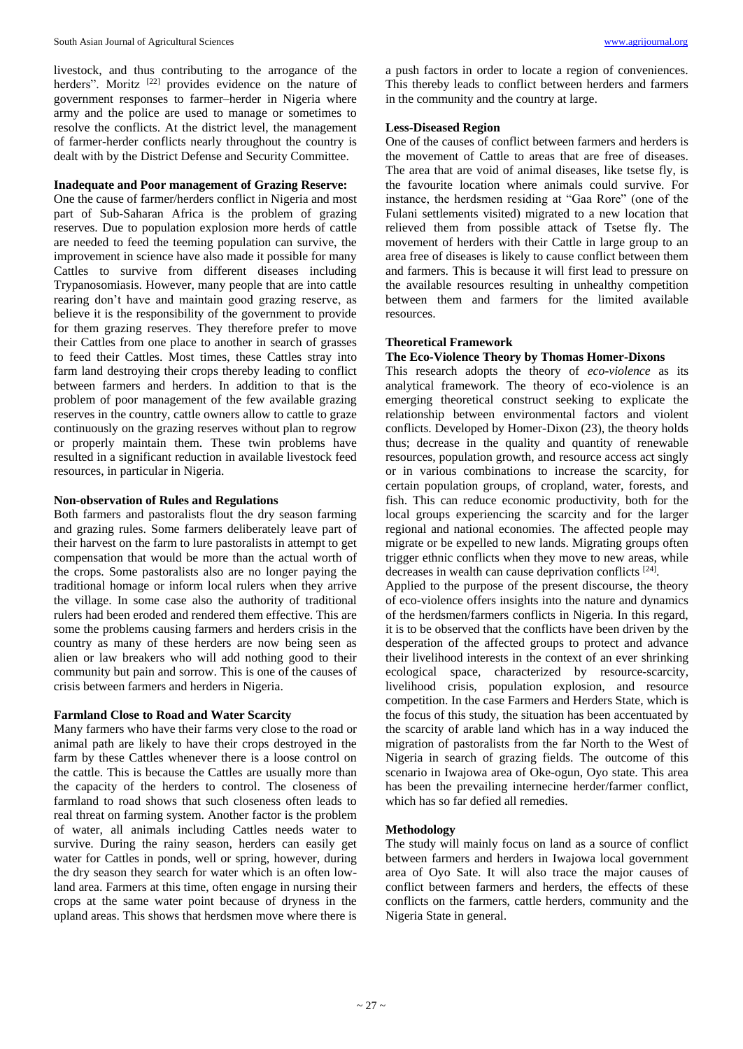livestock, and thus contributing to the arrogance of the herders". Moritz [22] provides evidence on the nature of government responses to farmer–herder in Nigeria where army and the police are used to manage or sometimes to resolve the conflicts. At the district level, the management of farmer-herder conflicts nearly throughout the country is dealt with by the District Defense and Security Committee.

**Inadequate and Poor management of Grazing Reserve:**
One the cause of farmer/herders conflict in Nigeria and most part of Sub-Saharan Africa is the problem of grazing reserves. Due to population explosion more herds of cattle are needed to feed the teeming population can survive, the improvement in science have also made it possible for many Cattles to survive from different diseases including Trypanosomiasis. However, many people that are into cattle rearing don't have and maintain good grazing reserve, as believe it is the responsibility of the government to provide for them grazing reserves. They therefore prefer to move their Cattles from one place to another in search of grasses to feed their Cattles. Most times, these Cattles stray into farm land destroying their crops thereby leading to conflict between farmers and herders. In addition to that is the problem of poor management of the few available grazing reserves in the country, cattle owners allow to cattle to graze continuously on the grazing reserves without plan to regrow or properly maintain them. These twin problems have resulted in a significant reduction in available livestock feed resources, in particular in Nigeria.

**Non-observation of Rules and Regulations**
Both farmers and pastoralists flout the dry season farming and grazing rules. Some farmers deliberately leave part of their harvest on the farm to lure pastoralists in attempt to get compensation that would be more than the actual worth of the crops. Some pastoralists also are no longer paying the traditional homage or inform local rulers when they arrive the village. In some case also the authority of traditional rulers had been eroded and rendered them effective. This are some the problems causing farmers and herders crisis in the country as many of these herders are now being seen as alien or law breakers who will add nothing good to their community but pain and sorrow. This is one of the causes of crisis between farmers and herders in Nigeria.

**Farmland Close to Road and Water Scarcity**
Many farmers who have their farms very close to the road or animal path are likely to have their crops destroyed in the farm by these Cattles whenever there is a loose control on the cattle. This is because the Cattles are usually more than the capacity of the herders to control. The closeness of farmland to road shows that such closeness often leads to real threat on farming system. Another factor is the problem of water, all animals including Cattles needs water to survive. During the rainy season, herders can easily get water for Cattles in ponds, well or spring, however, during the dry season they search for water which is an often low-land area. Farmers at this time, often engage in nursing their crops at the same water point because of dryness in the upland areas. This shows that herdsmen move where there is a push factors in order to locate a region of conveniences. This thereby leads to conflict between herders and farmers in the community and the country at large.

**Less-Diseased Region**
One of the causes of conflict between farmers and herders is the movement of Cattle to areas that are free of diseases. The area that are void of animal diseases, like tsetse fly, is the favourite location where animals could survive. For instance, the herdsmen residing at "Gaa Rore" (one of the Fulani settlements visited) migrated to a new location that relieved them from possible attack of Tsetse fly. The movement of herders with their Cattle in large group to an area free of diseases is likely to cause conflict between them and farmers. This is because it will first lead to pressure on the available resources resulting in unhealthy competition between them and farmers for the limited available resources.

**Theoretical Framework**

**The Eco-Violence Theory by Thomas Homer-Dixons**
This research adopts the theory of *eco-violence* as its analytical framework. The theory of eco-violence is an emerging theoretical construct seeking to explicate the relationship between environmental factors and violent conflicts. Developed by Homer-Dixon (23), the theory holds thus; decrease in the quality and quantity of renewable resources, population growth, and resource access act singly or in various combinations to increase the scarcity, for certain population groups, of cropland, water, forests, and fish. This can reduce economic productivity, both for the local groups experiencing the scarcity and for the larger regional and national economies. The affected people may migrate or be expelled to new lands. Migrating groups often trigger ethnic conflicts when they move to new areas, while decreases in wealth can cause deprivation conflicts [24].

Applied to the purpose of the present discourse, the theory of eco-violence offers insights into the nature and dynamics of the herdsmen/farmers conflicts in Nigeria. In this regard, it is to be observed that the conflicts have been driven by the desperation of the affected groups to protect and advance their livelihood interests in the context of an ever shrinking ecological space, characterized by resource-scarcity, livelihood crisis, population explosion, and resource competition. In the case Farmers and Herders State, which is the focus of this study, the situation has been accentuated by the scarcity of arable land which has in a way induced the migration of pastoralists from the far North to the West of Nigeria in search of grazing fields. The outcome of this scenario in Iwajowa area of Oke-ogun, Oyo state. This area has been the prevailing internecine herder/farmer conflict, which has so far defied all remedies.

**Methodology**
The study will mainly focus on land as a source of conflict between farmers and herders in Iwajowa local government area of Oyo Sate. It will also trace the major causes of conflict between farmers and herders, the effects of these conflicts on the farmers, cattle herders, community and the Nigeria State in general.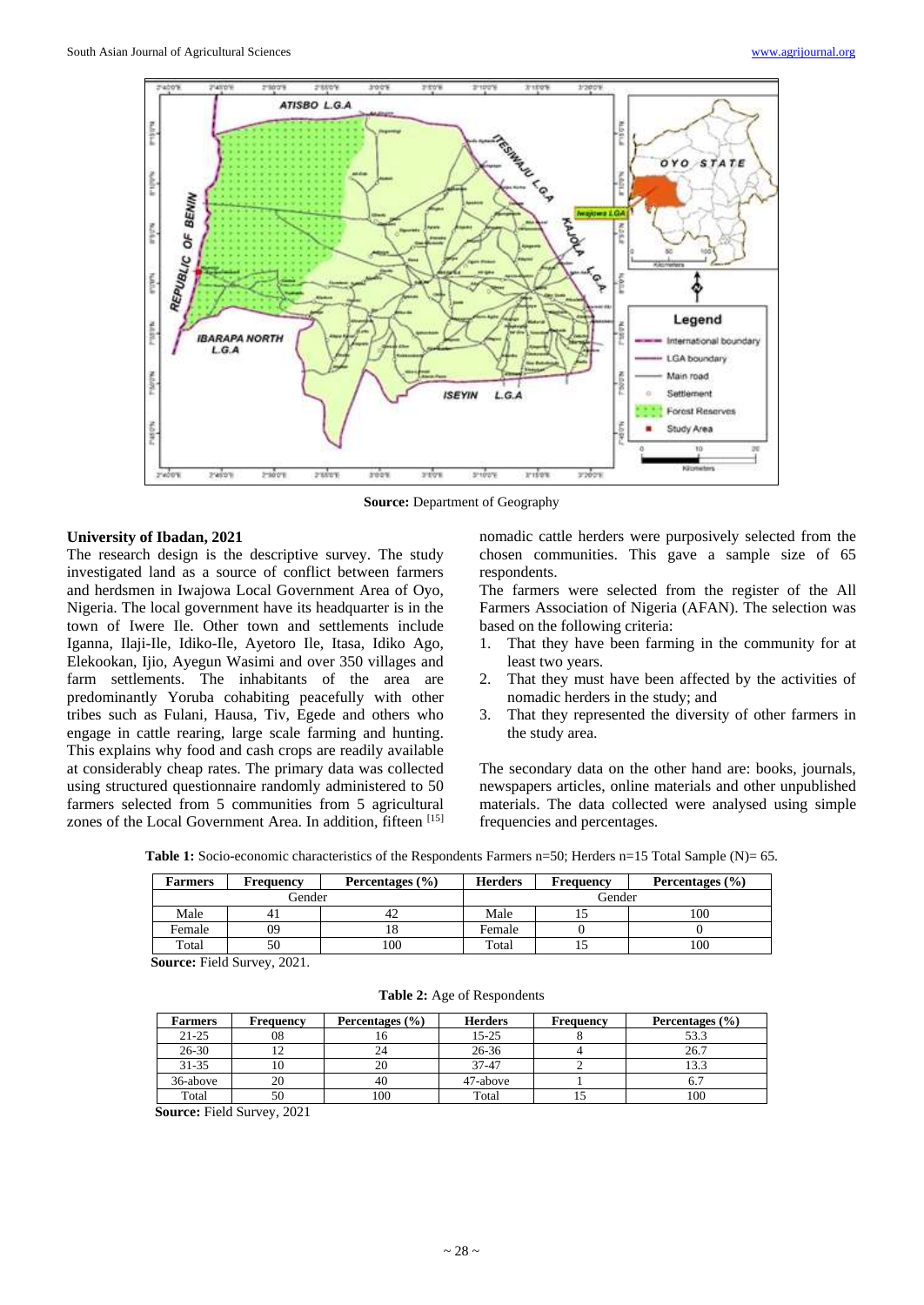Source: Department of Geography

**University of Ibadan, 2021**

The research design is the descriptive survey. The study investigated land as a source of conflict between farmers and herdsmen in Iwajowa Local Government Area of Oyo, Nigeria. The local government have its headquarter is in the town of Iwere Ile. Other town and settlements include Iganna, Ilaji-Ile, Idiko-Ile, Ayetoro Ile, Itasa, Idiko Ago, Elekookan, Ijio, Ayegun Wasimi and over 350 villages and farm settlements. The inhabitants of the area are predominantly Yoruba cohabiting peacefully with other tribes such as Fulani, Hausa, Tiv, Egede and others who engage in cattle rearing, large scale farming and hunting. This explains why food and cash crops are readily available at considerably cheap rates. The primary data was collected using structured questionnaire randomly administered to 50 farmers selected from 5 communities from 5 agricultural zones of the Local Government Area. In addition, fifteen [15] nomadic cattle herders were purposively selected from the chosen communities. This gave a sample size of 65 respondents.

The farmers were selected from the register of the All Farmers Association of Nigeria (AFAN). The selection was based on the following criteria:

1. That they have been farming in the community for at least two years.
2. That they must have been affected by the activities of nomadic herders in the study; and
3. That they represented the diversity of other farmers in the study area.

The secondary data on the other hand are: books, journals, newspapers articles, online materials and other unpublished materials. The data collected were analysed using simple frequencies and percentages.

**Table 1:** Socio-economic characteristics of the Respondents Farmers n=50; Herders n=15 Total Sample (N)= 65.

| Farmers | Frequency | Percentages (%) | Herders | Frequency | Percentages (%) |
|---|---|---|---|---|---|
| Gender | | | Gender | | |
| Male | 41 | 42 | Male | 15 | 100 |
| Female | 09 | 18 | Female | 0 | 0 |
| Total | 50 | 100 | Total | 15 | 100 |

**Source:** Field Survey, 2021.

**Table 2:** Age of Respondents

| Farmers | Frequency | Percentages (%) | Herders | Frequency | Percentages (%) |
|---|---|---|---|---|---|
| 21-25 | 08 | 16 | 15-25 | 8 | 53.3 |
| 26-30 | 12 | 24 | 26-36 | 4 | 26.7 |
| 31-35 | 10 | 20 | 37-47 | 2 | 13.3 |
| 36-above | 20 | 40 | 47-above | 1 | 6.7 |
| Total | 50 | 100 | Total | 15 | 100 |

**Source:** Field Survey, 2021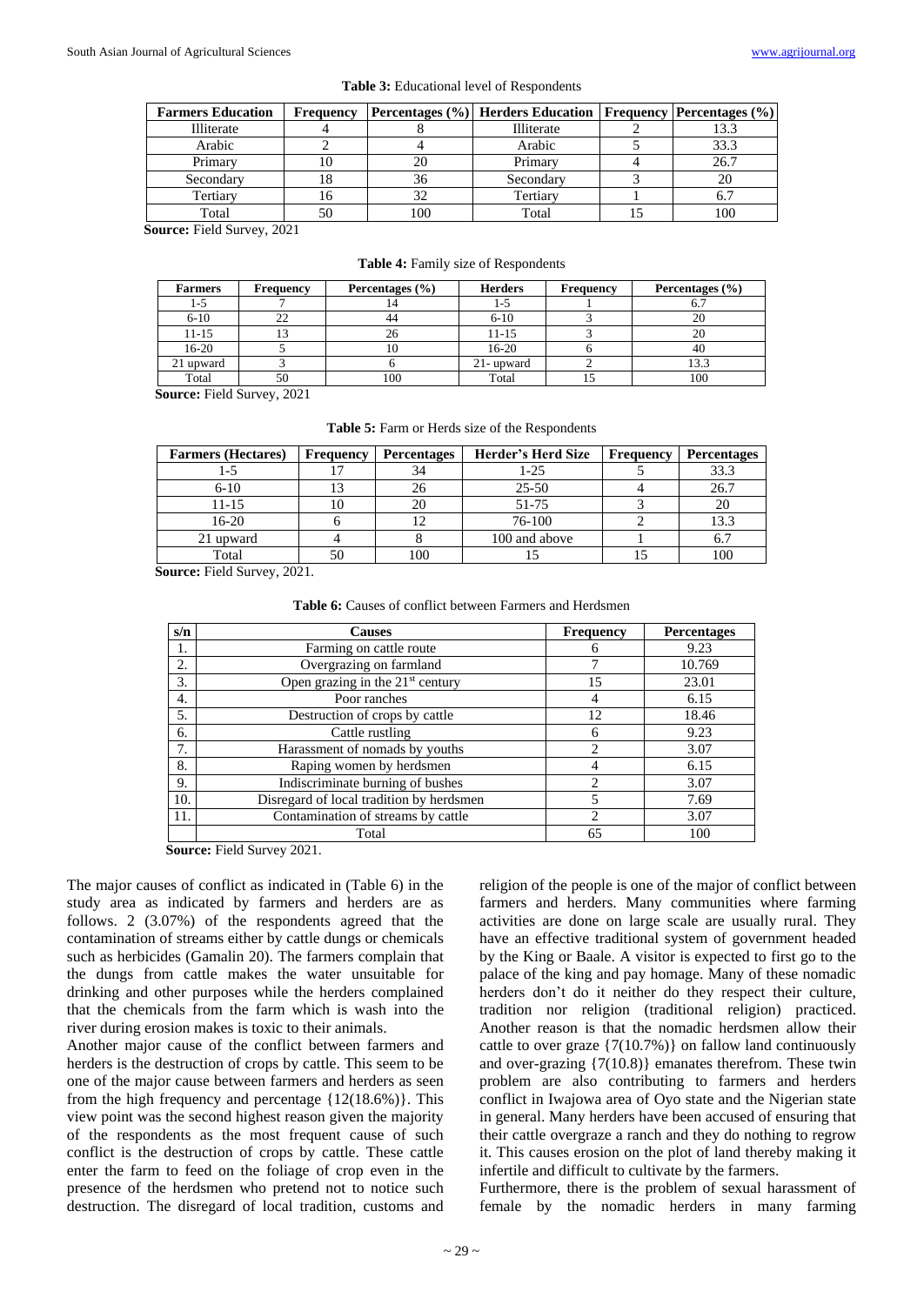**Table 3:** Educational level of Respondents

| Farmers Education | Frequency | Percentages (%) | Herders Education | Frequency | Percentages (%) |
|---|---|---|---|---|---|
| Illiterate | 4 | 8 | Illiterate | 2 | 13.3 |
| Arabic | 2 | 4 | Arabic | 5 | 33.3 |
| Primary | 10 | 20 | Primary | 4 | 26.7 |
| Secondary | 18 | 36 | Secondary | 3 | 20 |
| Tertiary | 16 | 32 | Tertiary | 1 | 6.7 |
| Total | 50 | 100 | Total | 15 | 100 |

**Source:** Field Survey, 2021

**Table 4:** Family size of Respondents

| Farmers | Frequency | Percentages (%) | Herders | Frequency | Percentages (%) |
|---|---|---|---|---|---|
| 1-5 | 7 | 14 | 1-5 | 1 | 6.7 |
| 6-10 | 22 | 44 | 6-10 | 3 | 20 |
| 11-15 | 13 | 26 | 11-15 | 3 | 20 |
| 16-20 | 5 | 10 | 16-20 | 6 | 40 |
| 21 upward | 3 | 6 | 21- upward | 2 | 13.3 |
| Total | 50 | 100 | Total | 15 | 100 |

**Source:** Field Survey, 2021

**Table 5:** Farm or Herds size of the Respondents

| Farmers (Hectares) | Frequency | Percentages | Herder's Herd Size | Frequency | Percentages |
|---|---|---|---|---|---|
| 1-5 | 17 | 34 | 1-25 | 5 | 33.3 |
| 6-10 | 13 | 26 | 25-50 | 4 | 26.7 |
| 11-15 | 10 | 20 | 51-75 | 3 | 20 |
| 16-20 | 6 | 12 | 76-100 | 2 | 13.3 |
| 21 upward | 4 | 8 | 100 and above | 1 | 6.7 |
| Total | 50 | 100 | 15 | 15 | 100 |

**Source:** Field Survey, 2021.

**Table 6:** Causes of conflict between Farmers and Herdsmen

| s/n | Causes | Frequency | Percentages |
|---|---|---|---|
| 1. | Farming on cattle route | 6 | 9.23 |
| 2. | Overgrazing on farmland | 7 | 10.769 |
| 3. | Open grazing in the 21st century | 15 | 23.01 |
| 4. | Poor ranches | 4 | 6.15 |
| 5. | Destruction of crops by cattle | 12 | 18.46 |
| 6. | Cattle rustling | 6 | 9.23 |
| 7. | Harassment of nomads by youths | 2 | 3.07 |
| 8. | Raping women by herdsmen | 4 | 6.15 |
| 9. | Indiscriminate burning of bushes | 2 | 3.07 |
| 10. | Disregard of local tradition by herdsmen | 5 | 7.69 |
| 11. | Contamination of streams by cattle | 2 | 3.07 |
| | Total | 65 | 100 |

**Source:** Field Survey 2021.

The major causes of conflict as indicated in (Table 6) in the study area as indicated by farmers and herders are as follows. 2 (3.07%) of the respondents agreed that the contamination of streams either by cattle dungs or chemicals such as herbicides (Gamalin 20). The farmers complain that the dungs from cattle makes the water unsuitable for drinking and other purposes while the herders complained that the chemicals from the farm which is wash into the river during erosion makes is toxic to their animals.

Another major cause of the conflict between farmers and herders is the destruction of crops by cattle. This seem to be one of the major cause between farmers and herders as seen from the high frequency and percentage {12(18.6%)}. This view point was the second highest reason given the majority of the respondents as the most frequent cause of such conflict is the destruction of crops by cattle. These cattle enter the farm to feed on the foliage of crop even in the presence of the herdsmen who pretend not to notice such destruction. The disregard of local tradition, customs and religion of the people is one of the major of conflict between farmers and herders. Many communities where farming activities are done on large scale are usually rural. They have an effective traditional system of government headed by the King or Baale. A visitor is expected to first go to the palace of the king and pay homage. Many of these nomadic herders don't do it neither do they respect their culture, tradition nor religion (traditional religion) practiced. Another reason is that the nomadic herdsmen allow their cattle to over graze {7(10.7%)} on fallow land continuously and over-grazing {7(10.8)} emanates therefrom. These twin problem are also contributing to farmers and herders conflict in Iwajowa area of Oyo state and the Nigerian state in general. Many herders have been accused of ensuring that their cattle overgraze a ranch and they do nothing to regrow it. This causes erosion on the plot of land thereby making it infertile and difficult to cultivate by the farmers.

Furthermore, there is the problem of sexual harassment of female by the nomadic herders in many farming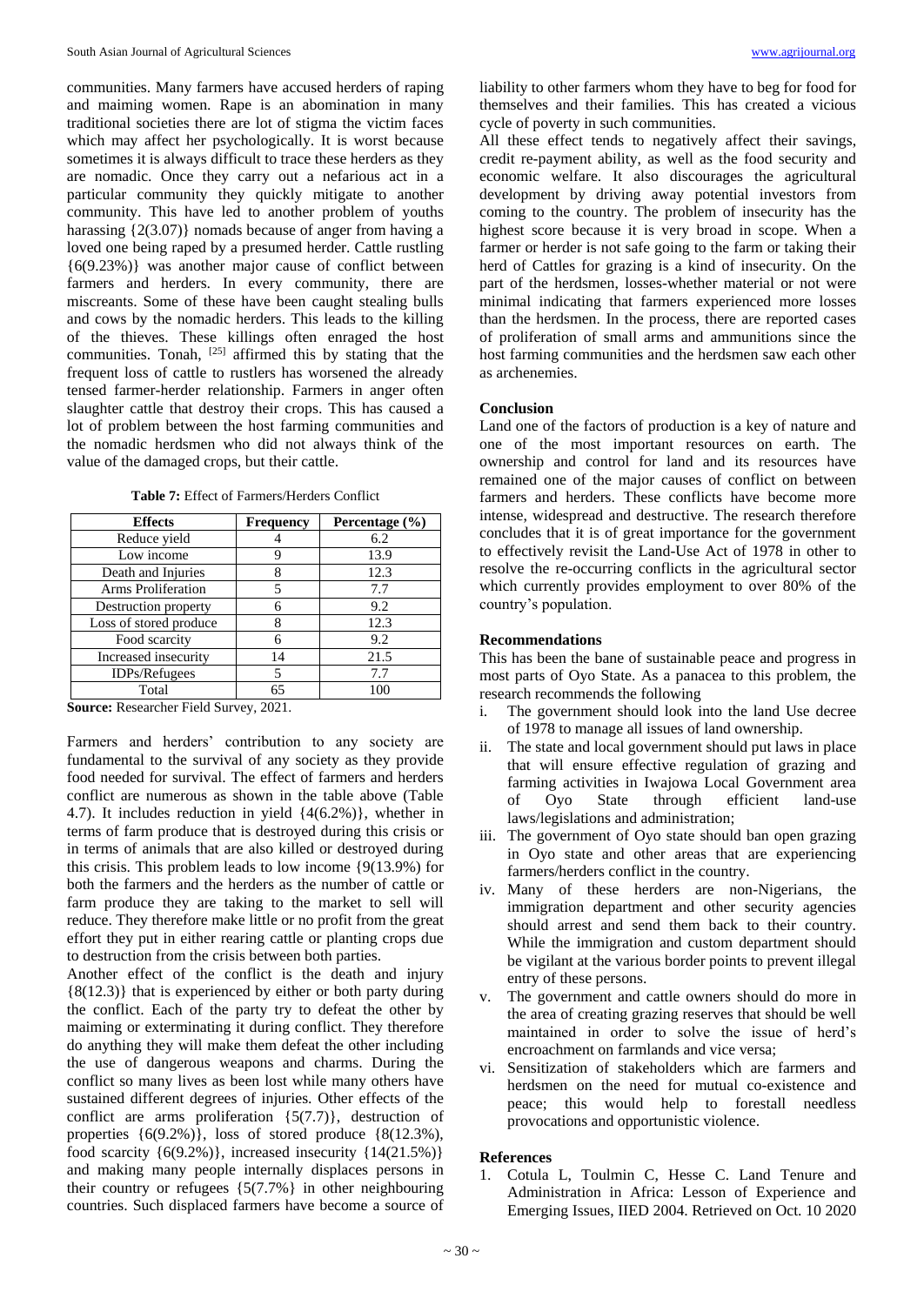communities. Many farmers have accused herders of raping and maiming women. Rape is an abomination in many traditional societies there are lot of stigma the victim faces which may affect her psychologically. It is worst because sometimes it is always difficult to trace these herders as they are nomadic. Once they carry out a nefarious act in a particular community they quickly mitigate to another community. This have led to another problem of youths harassing {2(3.07)} nomads because of anger from having a loved one being raped by a presumed herder. Cattle rustling {6(9.23%)} was another major cause of conflict between farmers and herders. In every community, there are miscreants. Some of these have been caught stealing bulls and cows by the nomadic herders. This leads to the killing of the thieves. These killings often enraged the host communities. Tonah, [25] affirmed this by stating that the frequent loss of cattle to rustlers has worsened the already tensed farmer-herder relationship. Farmers in anger often slaughter cattle that destroy their crops. This has caused a lot of problem between the host farming communities and the nomadic herdsmen who did not always think of the value of the damaged crops, but their cattle.

**Table 7:** Effect of Farmers/Herders Conflict

| Effects | Frequency | Percentage (%) |
|---|---|---|
| Reduce yield | 4 | 6.2 |
| Low income | 9 | 13.9 |
| Death and Injuries | 8 | 12.3 |
| Arms Proliferation | 5 | 7.7 |
| Destruction property | 6 | 9.2 |
| Loss of stored produce | 8 | 12.3 |
| Food scarcity | 6 | 9.2 |
| Increased insecurity | 14 | 21.5 |
| IDPs/Refugees | 5 | 7.7 |
| Total | 65 | 100 |

**Source:** Researcher Field Survey, 2021.

Farmers and herders' contribution to any society are fundamental to the survival of any society as they provide food needed for survival. The effect of farmers and herders conflict are numerous as shown in the table above (Table 4.7). It includes reduction in yield {4(6.2%)}, whether in terms of farm produce that is destroyed during this crisis or in terms of animals that are also killed or destroyed during this crisis. This problem leads to low income {9(13.9%) for both the farmers and the herders as the number of cattle or farm produce they are taking to the market to sell will reduce. They therefore make little or no profit from the great effort they put in either rearing cattle or planting crops due to destruction from the crisis between both parties.

Another effect of the conflict is the death and injury {8(12.3)} that is experienced by either or both party during the conflict. Each of the party try to defeat the other by maiming or exterminating it during conflict. They therefore do anything they will make them defeat the other including the use of dangerous weapons and charms. During the conflict so many lives as been lost while many others have sustained different degrees of injuries. Other effects of the conflict are arms proliferation {5(7.7)}, destruction of properties {6(9.2%)}, loss of stored produce {8(12.3%), food scarcity {6(9.2%)}, increased insecurity {14(21.5%)} and making many people internally displaces persons in their country or refugees {5(7.7%} in other neighbouring countries. Such displaced farmers have become a source of liability to other farmers whom they have to beg for food for themselves and their families. This has created a vicious cycle of poverty in such communities.

All these effect tends to negatively affect their savings, credit re-payment ability, as well as the food security and economic welfare. It also discourages the agricultural development by driving away potential investors from coming to the country. The problem of insecurity has the highest score because it is very broad in scope. When a farmer or herder is not safe going to the farm or taking their herd of Cattles for grazing is a kind of insecurity. On the part of the herdsmen, losses-whether material or not were minimal indicating that farmers experienced more losses than the herdsmen. In the process, there are reported cases of proliferation of small arms and ammunitions since the host farming communities and the herdsmen saw each other as archenemies.

## Conclusion

Land one of the factors of production is a key of nature and one of the most important resources on earth. The ownership and control for land and its resources have remained one of the major causes of conflict on between farmers and herders. These conflicts have become more intense, widespread and destructive. The research therefore concludes that it is of great importance for the government to effectively revisit the Land-Use Act of 1978 in other to resolve the re-occurring conflicts in the agricultural sector which currently provides employment to over 80% of the country's population.

## Recommendations

This has been the bane of sustainable peace and progress in most parts of Oyo State. As a panacea to this problem, the research recommends the following

i. The government should look into the land Use decree of 1978 to manage all issues of land ownership.
ii. The state and local government should put laws in place that will ensure effective regulation of grazing and farming activities in Iwajowa Local Government area of Oyo State through efficient land-use laws/legislations and administration;
iii. The government of Oyo state should ban open grazing in Oyo state and other areas that are experiencing farmers/herders conflict in the country.
iv. Many of these herders are non-Nigerians, the immigration department and other security agencies should arrest and send them back to their country. While the immigration and custom department should be vigilant at the various border points to prevent illegal entry of these persons.
v. The government and cattle owners should do more in the area of creating grazing reserves that should be well maintained in order to solve the issue of herd's encroachment on farmlands and vice versa;
vi. Sensitization of stakeholders which are farmers and herdsmen on the need for mutual co-existence and peace; this would help to forestall needless provocations and opportunistic violence.

## References

1. Cotula L, Toulmin C, Hesse C. Land Tenure and Administration in Africa: Lesson of Experience and Emerging Issues, IIED 2004. Retrieved on Oct. 10 2020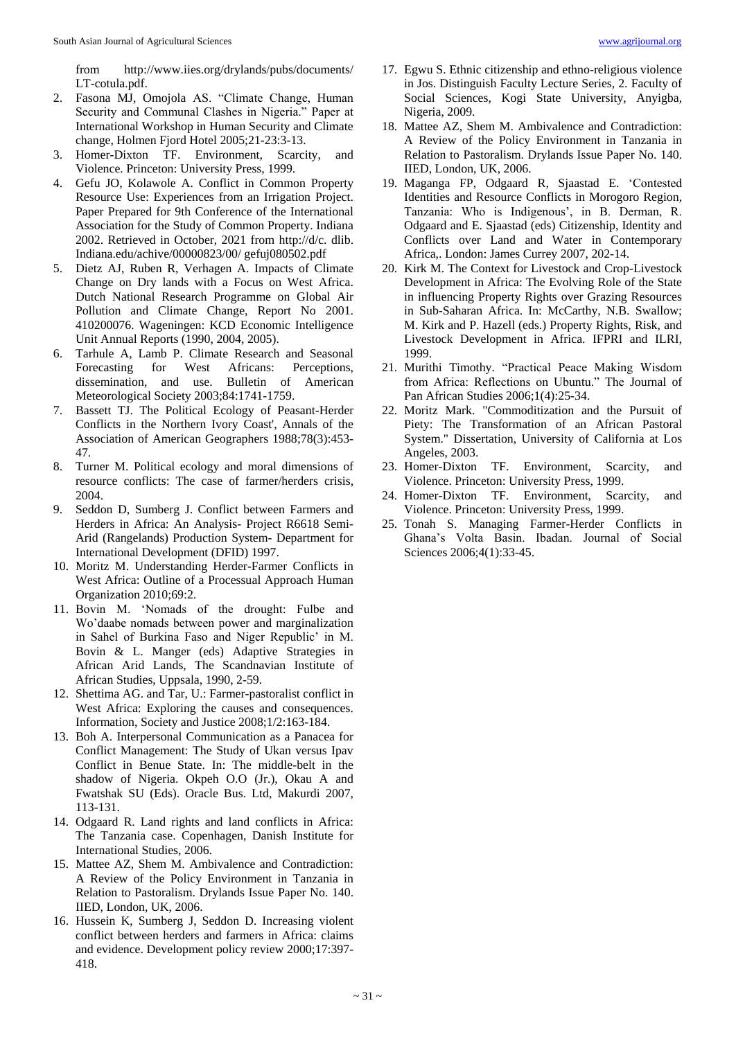from http://www.iies.org/drylands/pubs/documents/LT-cotula.pdf.

2. Fasona MJ, Omojola AS. "Climate Change, Human Security and Communal Clashes in Nigeria." Paper at International Workshop in Human Security and Climate change, Holmen Fjord Hotel 2005;21-23:3-13.
3. Homer-Dixton TF. Environment, Scarcity, and Violence. Princeton: University Press, 1999.
4. Gefu JO, Kolawole A. Conflict in Common Property Resource Use: Experiences from an Irrigation Project. Paper Prepared for 9th Conference of the International Association for the Study of Common Property. Indiana 2002. Retrieved in October, 2021 from http://d/c. dlib. Indiana.edu/achive/00000823/00/ gefuj080502.pdf
5. Dietz AJ, Ruben R, Verhagen A. Impacts of Climate Change on Dry lands with a Focus on West Africa. Dutch National Research Programme on Global Air Pollution and Climate Change, Report No 2001. 410200076. Wageningen: KCD Economic Intelligence Unit Annual Reports (1990, 2004, 2005).
6. Tarhule A, Lamb P. Climate Research and Seasonal Forecasting for West Africans: Perceptions, dissemination, and use. Bulletin of American Meteorological Society 2003;84:1741-1759.
7. Bassett TJ. The Political Ecology of Peasant-Herder Conflicts in the Northern Ivory Coast', Annals of the Association of American Geographers 1988;78(3):453-47.
8. Turner M. Political ecology and moral dimensions of resource conflicts: The case of farmer/herders crisis, 2004.
9. Seddon D, Sumberg J. Conflict between Farmers and Herders in Africa: An Analysis- Project R6618 Semi-Arid (Rangelands) Production System- Department for International Development (DFID) 1997.
10. Moritz M. Understanding Herder-Farmer Conflicts in West Africa: Outline of a Processual Approach Human Organization 2010;69:2.
11. Bovin M. 'Nomads of the drought: Fulbe and Wo'daabe nomads between power and marginalization in Sahel of Burkina Faso and Niger Republic' in M. Bovin & L. Manger (eds) Adaptive Strategies in African Arid Lands, The Scandnavian Institute of African Studies, Uppsala, 1990, 2-59.
12. Shettima AG. and Tar, U.: Farmer-pastoralist conflict in West Africa: Exploring the causes and consequences. Information, Society and Justice 2008;1/2:163-184.
13. Boh A. Interpersonal Communication as a Panacea for Conflict Management: The Study of Ukan versus Ipav Conflict in Benue State. In: The middle-belt in the shadow of Nigeria. Okpeh O.O (Jr.), Okau A and Fwatshak SU (Eds). Oracle Bus. Ltd, Makurdi 2007, 113-131.
14. Odgaard R. Land rights and land conflicts in Africa: The Tanzania case. Copenhagen, Danish Institute for International Studies, 2006.
15. Mattee AZ, Shem M. Ambivalence and Contradiction: A Review of the Policy Environment in Tanzania in Relation to Pastoralism. Drylands Issue Paper No. 140. IIED, London, UK, 2006.
16. Hussein K, Sumberg J, Seddon D. Increasing violent conflict between herders and farmers in Africa: claims and evidence. Development policy review 2000;17:397-418.
17. Egwu S. Ethnic citizenship and ethno-religious violence in Jos. Distinguish Faculty Lecture Series, 2. Faculty of Social Sciences, Kogi State University, Anyigba, Nigeria, 2009.
18. Mattee AZ, Shem M. Ambivalence and Contradiction: A Review of the Policy Environment in Tanzania in Relation to Pastoralism. Drylands Issue Paper No. 140. IIED, London, UK, 2006.
19. Maganga FP, Odgaard R, Sjaastad E. 'Contested Identities and Resource Conflicts in Morogoro Region, Tanzania: Who is Indigenous', in B. Derman, R. Odgaard and E. Sjaastad (eds) Citizenship, Identity and Conflicts over Land and Water in Contemporary Africa,. London: James Currey 2007, 202-14.
20. Kirk M. The Context for Livestock and Crop-Livestock Development in Africa: The Evolving Role of the State in influencing Property Rights over Grazing Resources in Sub-Saharan Africa. In: McCarthy, N.B. Swallow; M. Kirk and P. Hazell (eds.) Property Rights, Risk, and Livestock Development in Africa. IFPRI and ILRI, 1999.
21. Murithi Timothy. "Practical Peace Making Wisdom from Africa: Reflections on Ubuntu." The Journal of Pan African Studies 2006;1(4):25-34.
22. Moritz Mark. "Commoditization and the Pursuit of Piety: The Transformation of an African Pastoral System." Dissertation, University of California at Los Angeles, 2003.
23. Homer-Dixton TF. Environment, Scarcity, and Violence. Princeton: University Press, 1999.
24. Homer-Dixton TF. Environment, Scarcity, and Violence. Princeton: University Press, 1999.
25. Tonah S. Managing Farmer-Herder Conflicts in Ghana's Volta Basin. Ibadan. Journal of Social Sciences 2006;4(1):33-45.